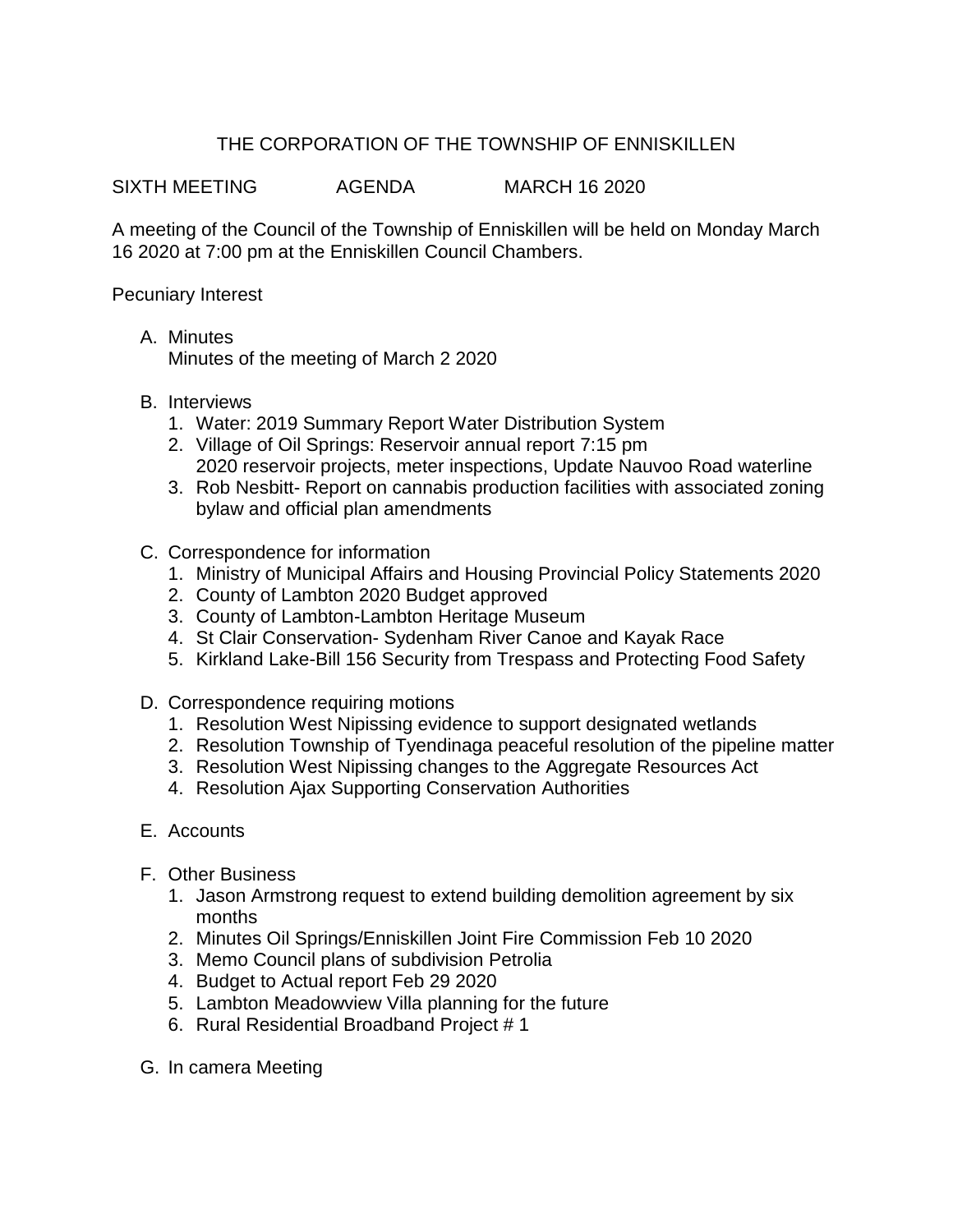# THE CORPORATION OF THE TOWNSHIP OF ENNISKILLEN

SIXTH MEETING AGENDA MARCH 16 2020

A meeting of the Council of the Township of Enniskillen will be held on Monday March 16 2020 at 7:00 pm at the Enniskillen Council Chambers.

Pecuniary Interest

A. Minutes
   Minutes of the meeting of March 2 2020

B. Interviews
   1. Water: 2019 Summary Report Water Distribution System
   2. Village of Oil Springs: Reservoir annual report 7:15 pm
      2020 reservoir projects, meter inspections, Update Nauvoo Road waterline
   3. Rob Nesbitt- Report on cannabis production facilities with associated zoning bylaw and official plan amendments

C. Correspondence for information
   1. Ministry of Municipal Affairs and Housing Provincial Policy Statements 2020
   2. County of Lambton 2020 Budget approved
   3. County of Lambton-Lambton Heritage Museum
   4. St Clair Conservation- Sydenham River Canoe and Kayak Race
   5. Kirkland Lake-Bill 156 Security from Trespass and Protecting Food Safety

D. Correspondence requiring motions
   1. Resolution West Nipissing evidence to support designated wetlands
   2. Resolution Township of Tyendinaga peaceful resolution of the pipeline matter
   3. Resolution West Nipissing changes to the Aggregate Resources Act
   4. Resolution Ajax Supporting Conservation Authorities

E. Accounts

F. Other Business
   1. Jason Armstrong request to extend building demolition agreement by six months
   2. Minutes Oil Springs/Enniskillen Joint Fire Commission Feb 10 2020
   3. Memo Council plans of subdivision Petrolia
   4. Budget to Actual report Feb 29 2020
   5. Lambton Meadowview Villa planning for the future
   6. Rural Residential Broadband Project # 1

G. In camera Meeting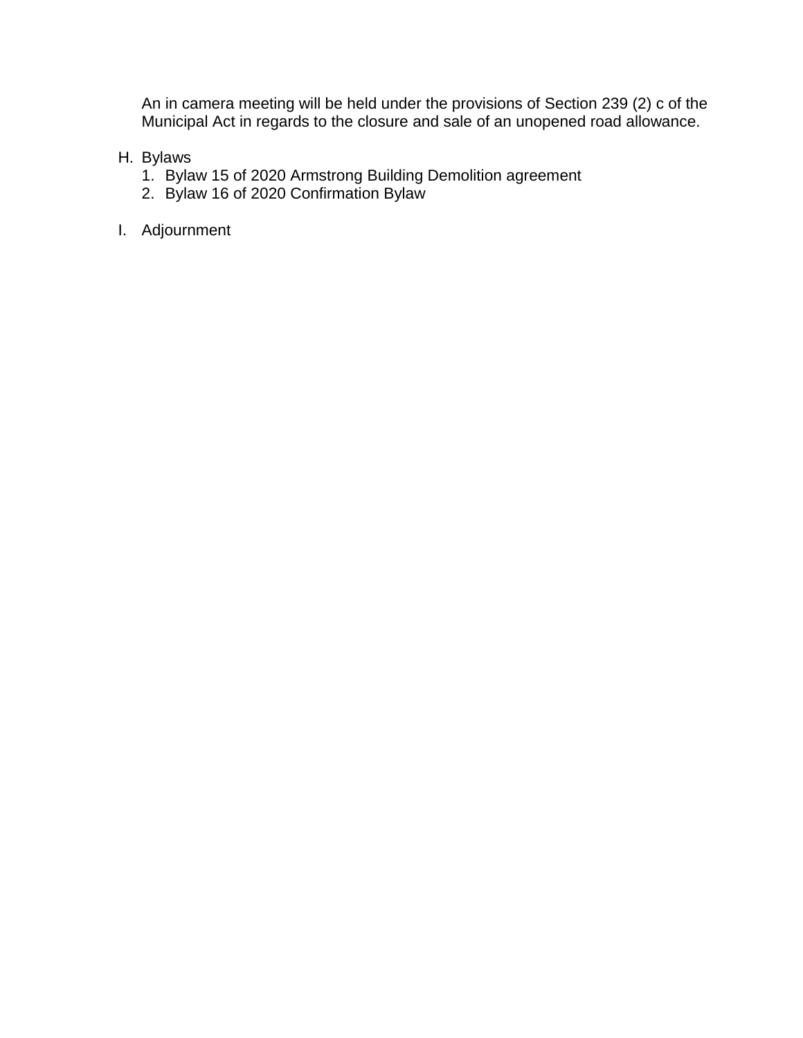An in camera meeting will be held under the provisions of Section 239 (2) c of the Municipal Act in regards to the closure and sale of an unopened road allowance.

H. Bylaws
   1. Bylaw 15 of 2020 Armstrong Building Demolition agreement
   2. Bylaw 16 of 2020 Confirmation Bylaw

I. Adjournment